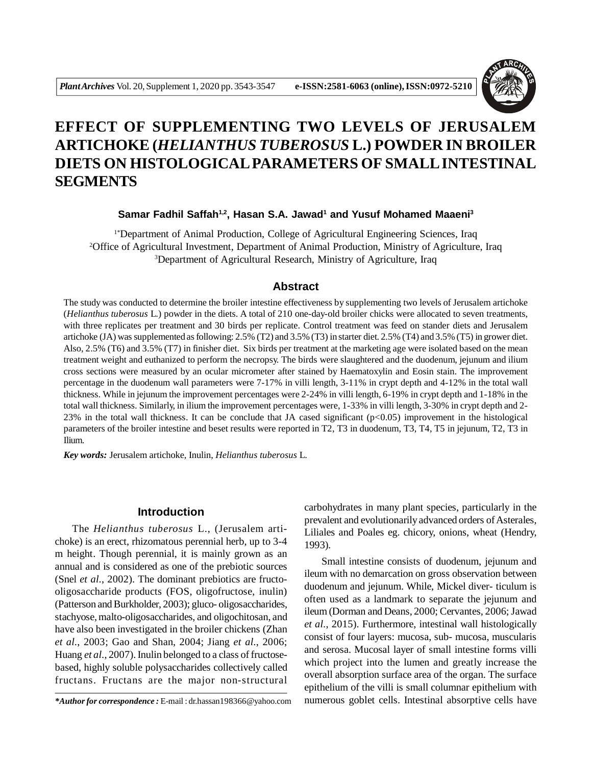# EFFECT OF SUPPLEMENTING TWO LEVELS OF JERUSALEM ARTICHOKE (*HELIANTHUS TUBEROSUS* L.) POWDER IN BROILER DIETS ON HISTOLOGICAL PARAMETERS OF SMALL INTESTINAL SEGMENTS

**Samar Fadhil Saffah[1,2], Hasan S.A. Jawad[1] and Yusuf Mohamed Maaeni[3]**

[1*]Department of Animal Production, College of Agricultural Engineering Sciences, Iraq
[2]Office of Agricultural Investment, Department of Animal Production, Ministry of Agriculture, Iraq
[3]Department of Agricultural Research, Ministry of Agriculture, Iraq

## Abstract

The study was conducted to determine the broiler intestine effectiveness by supplementing two levels of Jerusalem artichoke (*Helianthus tuberosus* L.) powder in the diets. A total of 210 one-day-old broiler chicks were allocated to seven treatments, with three replicates per treatment and 30 birds per replicate. Control treatment was feed on stander diets and Jerusalem artichoke (JA) was supplemented as following: 2.5% (T2) and 3.5% (T3) in starter diet. 2.5% (T4) and 3.5% (T5) in grower diet. Also, 2.5% (T6) and 3.5% (T7) in finisher diet. Six birds per treatment at the marketing age were isolated based on the mean treatment weight and euthanized to perform the necropsy. The birds were slaughtered and the duodenum, jejunum and ilium cross sections were measured by an ocular micrometer after stained by Haematoxylin and Eosin stain. The improvement percentage in the duodenum wall parameters were 7-17% in villi length, 3-11% in crypt depth and 4-12% in the total wall thickness. While in jejunum the improvement percentages were 2-24% in villi length, 6-19% in crypt depth and 1-18% in the total wall thickness. Similarly, in ilium the improvement percentages were, 1-33% in villi length, 3-30% in crypt depth and 2-23% in the total wall thickness. It can be conclude that JA cased significant ($p<0.05$) improvement in the histological parameters of the broiler intestine and beset results were reported in T2, T3 in duodenum, T3, T4, T5 in jejunum, T2, T3 in Ilium.

***Key words:*** Jerusalem artichoke, Inulin, *Helianthus tuberosus* L.

## Introduction

The *Helianthus tuberosus* L., (Jerusalem artichoke) is an erect, rhizomatous perennial herb, up to 3-4 m height. Though perennial, it is mainly grown as an annual and is considered as one of the prebiotic sources (Snel *et al.*, 2002). The dominant prebiotics are fructo-oligosaccharide products (FOS, oligofructose, inulin) (Patterson and Burkholder, 2003); gluco- oligosaccharides, stachyose, malto-oligosaccharides, and oligochitosan, and have also been investigated in the broiler chickens (Zhan *et al.*, 2003; Gao and Shan, 2004; Jiang *et al.*, 2006; Huang *et al.*, 2007). Inulin belonged to a class of fructose-based, highly soluble polysaccharides collectively called fructans. Fructans are the major non-structural carbohydrates in many plant species, particularly in the prevalent and evolutionarily advanced orders of Asterales, Liliales and Poales eg. chicory, onions, wheat (Hendry, 1993).

Small intestine consists of duodenum, jejunum and ileum with no demarcation on gross observation between duodenum and jejunum. While, Mickel diver- ticulum is often used as a landmark to separate the jejunum and ileum (Dorman and Deans, 2000; Cervantes, 2006; Jawad *et al.*, 2015). Furthermore, intestinal wall histologically consist of four layers: mucosa, sub- mucosa, muscularis and serosa. Mucosal layer of small intestine forms villi which project into the lumen and greatly increase the overall absorption surface area of the organ. The surface epithelium of the villi is small columnar epithelium with numerous goblet cells. Intestinal absorptive cells have

***\*Author for correspondence :*** E-mail : dr.hassan198366@yahoo.com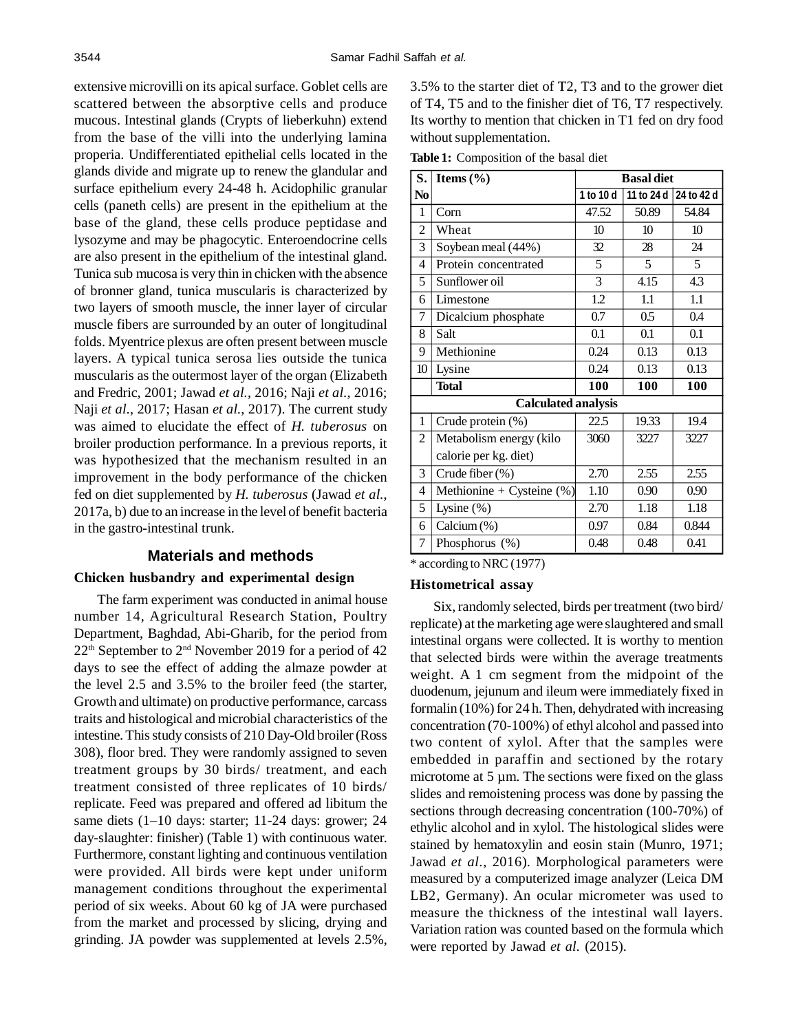extensive microvilli on its apical surface. Goblet cells are scattered between the absorptive cells and produce mucous. Intestinal glands (Crypts of lieberkuhn) extend from the base of the villi into the underlying lamina properia. Undifferentiated epithelial cells located in the glands divide and migrate up to renew the glandular and surface epithelium every 24-48 h. Acidophilic granular cells (paneth cells) are present in the epithelium at the base of the gland, these cells produce peptidase and lysozyme and may be phagocytic. Enteroendocrine cells are also present in the epithelium of the intestinal gland. Tunica sub mucosa is very thin in chicken with the absence of bronner gland, tunica muscularis is characterized by two layers of smooth muscle, the inner layer of circular muscle fibers are surrounded by an outer of longitudinal folds. Myentrice plexus are often present between muscle layers. A typical tunica serosa lies outside the tunica muscularis as the outermost layer of the organ (Elizabeth and Fredric, 2001; Jawad *et al.*, 2016; Naji *et al.*, 2016; Naji *et al.*, 2017; Hasan *et al.*, 2017). The current study was aimed to elucidate the effect of *H. tuberosus* on broiler production performance. In a previous reports, it was hypothesized that the mechanism resulted in an improvement in the body performance of the chicken fed on diet supplemented by *H. tuberosus* (Jawad *et al.*, 2017a, b) due to an increase in the level of benefit bacteria in the gastro-intestinal trunk.

## Materials and methods

### Chicken husbandry and experimental design

The farm experiment was conducted in animal house number 14, Agricultural Research Station, Poultry Department, Baghdad, Abi-Gharib, for the period from 22th September to 2nd November 2019 for a period of 42 days to see the effect of adding the almaze powder at the level 2.5 and 3.5% to the broiler feed (the starter, Growth and ultimate) on productive performance, carcass traits and histological and microbial characteristics of the intestine. This study consists of 210 Day-Old broiler (Ross 308), floor bred. They were randomly assigned to seven treatment groups by 30 birds/ treatment, and each treatment consisted of three replicates of 10 birds/ replicate. Feed was prepared and offered ad libitum the same diets (1–10 days: starter; 11-24 days: grower; 24 day-slaughter: finisher) (Table 1) with continuous water. Furthermore, constant lighting and continuous ventilation were provided. All birds were kept under uniform management conditions throughout the experimental period of six weeks. About 60 kg of JA were purchased from the market and processed by slicing, drying and grinding. JA powder was supplemented at levels 2.5%, 3.5% to the starter diet of T2, T3 and to the grower diet of T4, T5 and to the finisher diet of T6, T7 respectively. Its worthy to mention that chicken in T1 fed on dry food without supplementation.

**Table 1:** Composition of the basal diet

| S. No | Items (%) | Basal diet | | |
|---|---|---|---|---|
| | | 1 to 10 d | 11 to 24 d | 24 to 42 d |
| 1 | Corn | 47.52 | 50.89 | 54.84 |
| 2 | Wheat | 10 | 10 | 10 |
| 3 | Soybean meal (44%) | 32 | 28 | 24 |
| 4 | Protein concentrated | 5 | 5 | 5 |
| 5 | Sunflower oil | 3 | 4.15 | 4.3 |
| 6 | Limestone | 1.2 | 1.1 | 1.1 |
| 7 | Dicalcium phosphate | 0.7 | 0.5 | 0.4 |
| 8 | Salt | 0.1 | 0.1 | 0.1 |
| 9 | Methionine | 0.24 | 0.13 | 0.13 |
| 10 | Lysine | 0.24 | 0.13 | 0.13 |
| | **Total** | **100** | **100** | **100** |
| | **Calculated analysis** | | | |
| 1 | Crude protein (%) | 22.5 | 19.33 | 19.4 |
| 2 | Metabolism energy (kilo calorie per kg. diet) | 3060 | 3227 | 3227 |
| 3 | Crude fiber (%) | 2.70 | 2.55 | 2.55 |
| 4 | Methionine + Cysteine (%) | 1.10 | 0.90 | 0.90 |
| 5 | Lysine (%) | 2.70 | 1.18 | 1.18 |
| 6 | Calcium (%) | 0.97 | 0.84 | 0.844 |
| 7 | Phosphorus (%) | 0.48 | 0.48 | 0.41 |

\* according to NRC (1977)

### Histometrical assay

Six, randomly selected, birds per treatment (two bird/ replicate) at the marketing age were slaughtered and small intestinal organs were collected. It is worthy to mention that selected birds were within the average treatments weight. A 1 cm segment from the midpoint of the duodenum, jejunum and ileum were immediately fixed in formalin (10%) for 24 h. Then, dehydrated with increasing concentration (70-100%) of ethyl alcohol and passed into two content of xylol. After that the samples were embedded in paraffin and sectioned by the rotary microtome at 5 µm. The sections were fixed on the glass slides and remoistening process was done by passing the sections through decreasing concentration (100-70%) of ethylic alcohol and in xylol. The histological slides were stained by hematoxylin and eosin stain (Munro, 1971; Jawad *et al*., 2016). Morphological parameters were measured by a computerized image analyzer (Leica DM LB2, Germany). An ocular micrometer was used to measure the thickness of the intestinal wall layers. Variation ration was counted based on the formula which were reported by Jawad *et al.* (2015).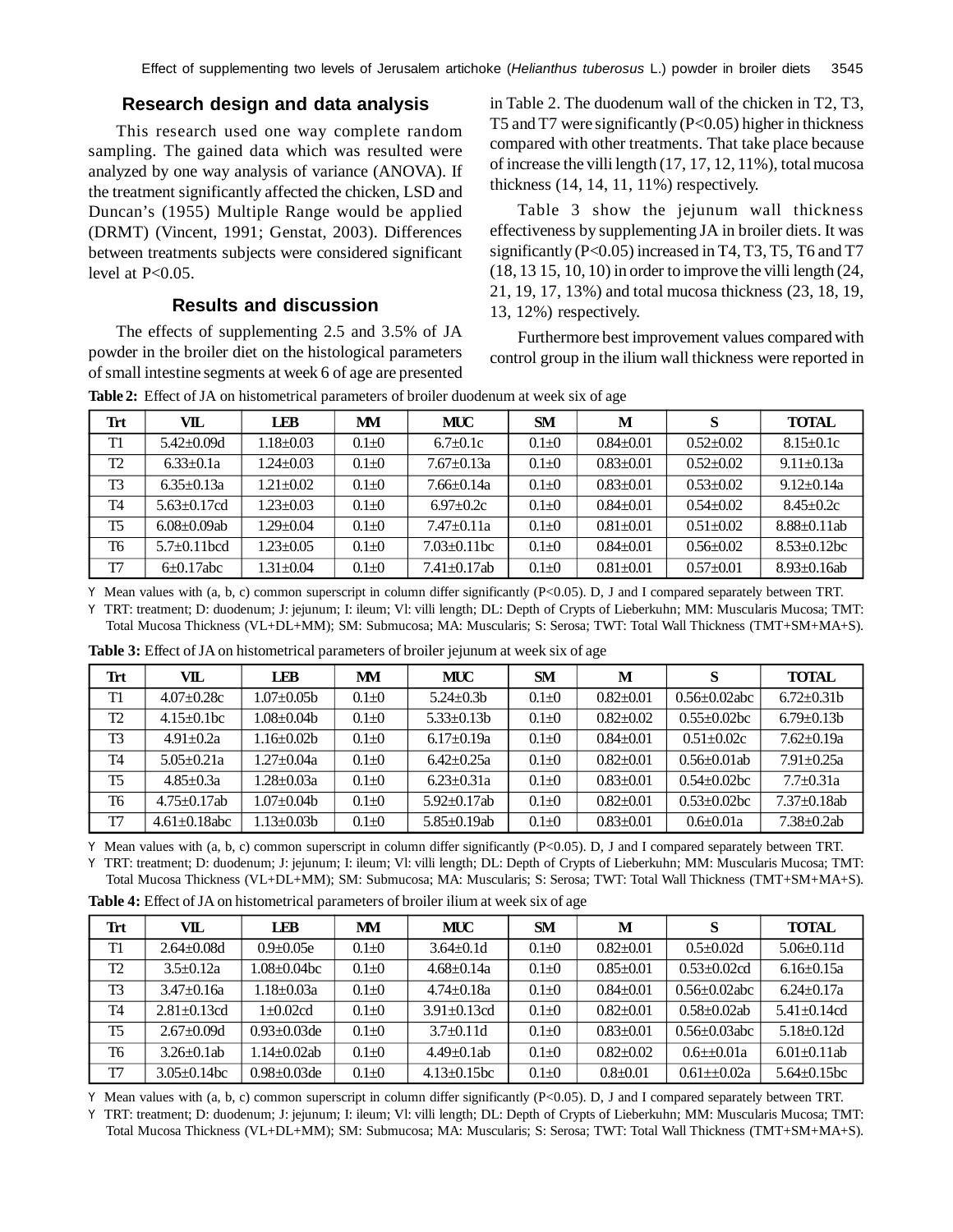## Research design and data analysis

This research used one way complete random sampling. The gained data which was resulted were analyzed by one way of analysis of variance (ANOVA). If the treatment significantly affected the chicken, LSD and Duncan's (1955) Multiple Range would be applied (DRMT) (Vincent, 1991; Genstat, 2003). Differences between treatments subjects were considered significant level at P<0.05.

## Results and discussion

The effects of supplementing 2.5 and 3.5% of JA powder in the broiler diet on the histological parameters of small intestine segments at week 6 of age are presented in Table 2. The duodenum wall of the chicken in T2, T3, T5 and T7 were significantly (P<0.05) higher in thickness compared with other treatments. That take place because of increase the villi length (17, 17, 12, 11%), total mucosa thickness (14, 14, 11, 11%) respectively.

Table 3 show the jejunum wall thickness effectiveness by supplementing JA in broiler diets. It was significantly (P<0.05) increased in T4, T3, T5, T6 and T7 (18, 13 15, 10, 10) in order to improve the villi length (24, 21, 19, 17, 13%) and total mucosa thickness (23, 18, 19, 13, 12%) respectively.

Furthermore best improvement values compared with control group in the ilium wall thickness were reported in

**Table 2:** Effect of JA on histometrical parameters of broiler duodenum at week six of age

| Trt | VIL | LEB | MM | MUC | SM | M | S | TOTAL |
|---|---|---|---|---|---|---|---|---|
| T1 | 5.42±0.09d | 1.18±0.03 | 0.1±0 | 6.7±0.1c | 0.1±0 | 0.84±0.01 | 0.52±0.02 | 8.15±0.1c |
| T2 | 6.33±0.1a | 1.24±0.03 | 0.1±0 | 7.67±0.13a | 0.1±0 | 0.83±0.01 | 0.52±0.02 | 9.11±0.13a |
| T3 | 6.35±0.13a | 1.21±0.02 | 0.1±0 | 7.66±0.14a | 0.1±0 | 0.83±0.01 | 0.53±0.02 | 9.12±0.14a |
| T4 | 5.63±0.17cd | 1.23±0.03 | 0.1±0 | 6.97±0.2c | 0.1±0 | 0.84±0.01 | 0.54±0.02 | 8.45±0.2c |
| T5 | 6.08±0.09ab | 1.29±0.04 | 0.1±0 | 7.47±0.11a | 0.1±0 | 0.81±0.01 | 0.51±0.02 | 8.88±0.11ab |
| T6 | 5.7±0.11bcd | 1.23±0.05 | 0.1±0 | 7.03±0.11bc | 0.1±0 | 0.84±0.01 | 0.56±0.02 | 8.53±0.12bc |
| T7 | 6±0.17abc | 1.31±0.04 | 0.1±0 | 7.41±0.17ab | 0.1±0 | 0.81±0.01 | 0.57±0.01 | 8.93±0.16ab |

- Mean values with (a, b, c) common superscript in column differ significantly (P<0.05). D, J and I compared separately between TRT.
- TRT: treatment; D: duodenum; J: jejunum; I: ileum; Vl: villi length; DL: Depth of Crypts of Lieberkuhn; MM: Muscularis Mucosa; TMT: Total Mucosa Thickness (VL+DL+MM); SM: Submucosa; MA: Muscularis; S: Serosa; TWT: Total Wall Thickness (TMT+SM+MA+S).

**Table 3:** Effect of JA on histometrical parameters of broiler jejunum at week six of age

| Trt | VIL | LEB | MM | MUC | SM | M | S | TOTAL |
|---|---|---|---|---|---|---|---|---|
| T1 | 4.07±0.28c | 1.07±0.05b | 0.1±0 | 5.24±0.3b | 0.1±0 | 0.82±0.01 | 0.56±0.02abc | 6.72±0.31b |
| T2 | 4.15±0.1bc | 1.08±0.04b | 0.1±0 | 5.33±0.13b | 0.1±0 | 0.82±0.02 | 0.55±0.02bc | 6.79±0.13b |
| T3 | 4.91±0.2a | 1.16±0.02b | 0.1±0 | 6.17±0.19a | 0.1±0 | 0.84±0.01 | 0.51±0.02c | 7.62±0.19a |
| T4 | 5.05±0.21a | 1.27±0.04a | 0.1±0 | 6.42±0.25a | 0.1±0 | 0.82±0.01 | 0.56±0.01ab | 7.91±0.25a |
| T5 | 4.85±0.3a | 1.28±0.03a | 0.1±0 | 6.23±0.31a | 0.1±0 | 0.83±0.01 | 0.54±0.02bc | 7.7±0.31a |
| T6 | 4.75±0.17ab | 1.07±0.04b | 0.1±0 | 5.92±0.17ab | 0.1±0 | 0.82±0.01 | 0.53±0.02bc | 7.37±0.18ab |
| T7 | 4.61±0.18abc | 1.13±0.03b | 0.1±0 | 5.85±0.19ab | 0.1±0 | 0.83±0.01 | 0.6±0.01a | 7.38±0.2ab |

- Mean values with (a, b, c) common superscript in column differ significantly (P<0.05). D, J and I compared separately between TRT.
- TRT: treatment; D: duodenum; J: jejunum; I: ileum; Vl: villi length; DL: Depth of Crypts of Lieberkuhn; MM: Muscularis Mucosa; TMT: Total Mucosa Thickness (VL+DL+MM); SM: Submucosa; MA: Muscularis; S: Serosa; TWT: Total Wall Thickness (TMT+SM+MA+S).

**Table 4:** Effect of JA on histometrical parameters of broiler ilium at week six of age

| Trt | VIL | LEB | MM | MUC | SM | M | S | TOTAL |
|---|---|---|---|---|---|---|---|---|
| T1 | 2.64±0.08d | 0.9±0.05e | 0.1±0 | 3.64±0.1d | 0.1±0 | 0.82±0.01 | 0.5±0.02d | 5.06±0.11d |
| T2 | 3.5±0.12a | 1.08±0.04bc | 0.1±0 | 4.68±0.14a | 0.1±0 | 0.85±0.01 | 0.53±0.02cd | 6.16±0.15a |
| T3 | 3.47±0.16a | 1.18±0.03a | 0.1±0 | 4.74±0.18a | 0.1±0 | 0.84±0.01 | 0.56±0.02abc | 6.24±0.17a |
| T4 | 2.81±0.13cd | 1±0.02cd | 0.1±0 | 3.91±0.13cd | 0.1±0 | 0.82±0.01 | 0.58±0.02ab | 5.41±0.14cd |
| T5 | 2.67±0.09d | 0.93±0.03de | 0.1±0 | 3.7±0.11d | 0.1±0 | 0.83±0.01 | 0.56±0.03abc | 5.18±0.12d |
| T6 | 3.26±0.1ab | 1.14±0.02ab | 0.1±0 | 4.49±0.1ab | 0.1±0 | 0.82±0.02 | 0.6±±0.01a | 6.01±0.11ab |
| T7 | 3.05±0.14bc | 0.98±0.03de | 0.1±0 | 4.13±0.15bc | 0.1±0 | 0.8±0.01 | 0.61±±0.02a | 5.64±0.15bc |

- Mean values with (a, b, c) common superscript in column differ significantly (P<0.05). D, J and I compared separately between TRT.
- TRT: treatment; D: duodenum; J: jejunum; I: ileum; Vl: villi length; DL: Depth of Crypts of Lieberkuhn; MM: Muscularis Mucosa; TMT: Total Mucosa Thickness (VL+DL+MM); SM: Submucosa; MA: Muscularis; S: Serosa; TWT: Total Wall Thickness (TMT+SM+MA+S).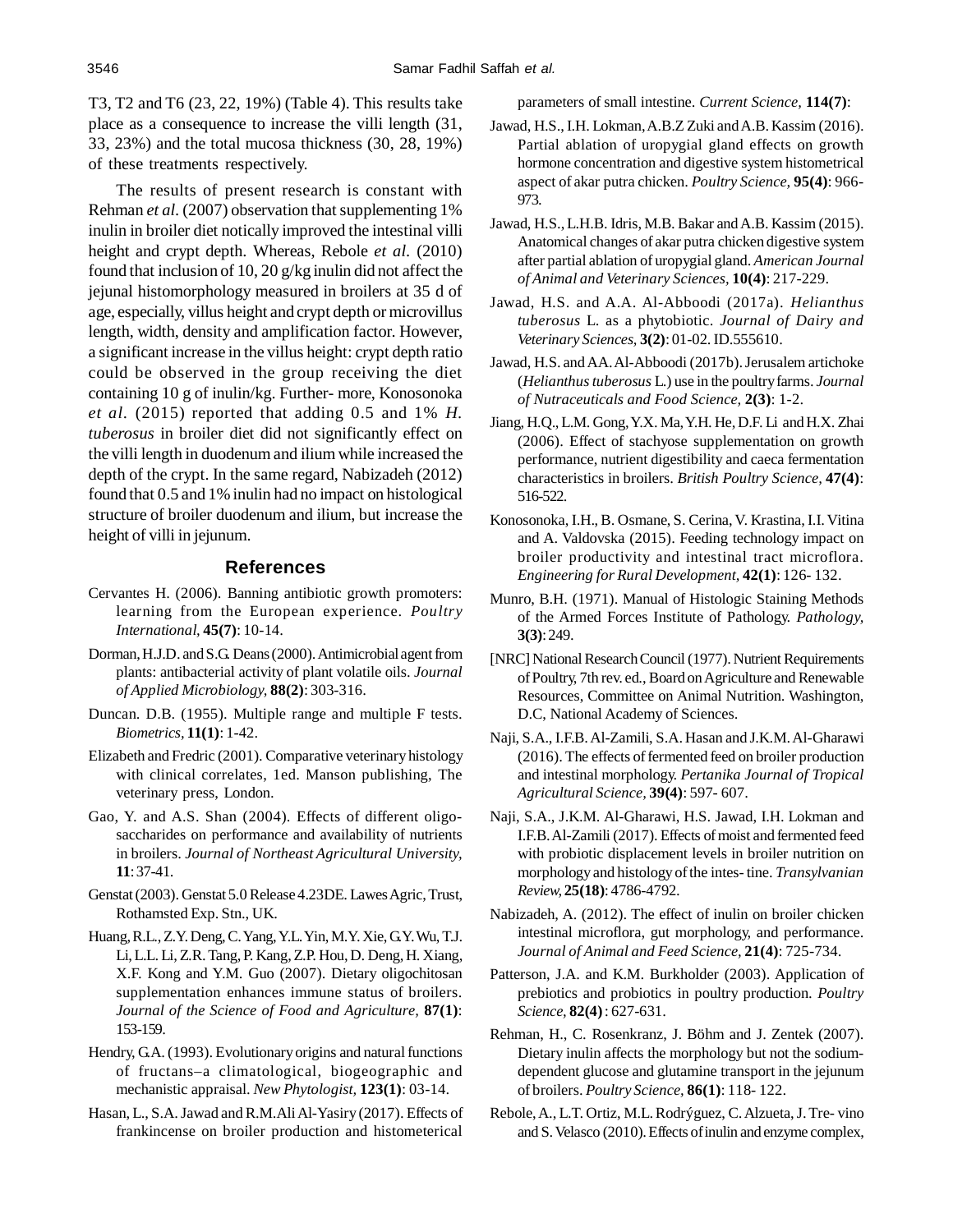T3, T2 and T6 (23, 22, 19%) (Table 4). This results take place as a consequence to increase the villi length (31, 33, 23%) and the total mucosa thickness (30, 28, 19%) of these treatments respectively.

The results of present research is constant with Rehman *et al*. (2007) observation that supplementing 1% inulin in broiler diet notically improved the intestinal villi height and crypt depth. Whereas, Rebole *et al*. (2010) found that inclusion of 10, 20 g/kg inulin did not affect the jejunal histomorphology measured in broilers at 35 d of age, especially, villus height and crypt depth or microvillus length, width, density and amplification factor. However, a significant increase in the villus height: crypt depth ratio could be observed in the group receiving the diet containing 10 g of inulin/kg. Further- more, Konosonoka *et al*. (2015) reported that adding 0.5 and 1% *H. tuberosus* in broiler diet did not significantly effect on the villi length in duodenum and ilium while increased the depth of the crypt. In the same regard, Nabizadeh (2012) found that 0.5 and 1% inulin had no impact on histological structure of broiler duodenum and ilium, but increase the height of villi in jejunum.

## References

Cervantes H. (2006). Banning antibiotic growth promoters: learning from the European experience. *Poultry International*, **45(7)**: 10-14.

Dorman, H.J.D. and S.G. Deans (2000). Antimicrobial agent from plants: antibacterial activity of plant volatile oils. *Journal of Applied Microbiology*, **88(2)**: 303-316.

Duncan. D.B. (1955). Multiple range and multiple F tests. *Biometrics*, **11(1)**: 1-42.

Elizabeth and Fredric (2001). Comparative veterinary histology with clinical correlates, 1ed. Manson publishing, The veterinary press, London.

Gao, Y. and A.S. Shan (2004). Effects of different oligo-saccharides on performance and availability of nutrients in broilers. *Journal of Northeast Agricultural University*, **11**: 37-41.

Genstat (2003). Genstat 5.0 Release 4.23DE. Lawes Agric, Trust, Rothamsted Exp. Stn., UK.

Huang, R.L., Z.Y. Deng, C. Yang, Y.L. Yin, M.Y. Xie, G.Y. Wu, T.J. Li, L.L. Li, Z.R. Tang, P. Kang, Z.P. Hou, D. Deng, H. Xiang, X.F. Kong and Y.M. Guo (2007). Dietary oligochitosan supplementation enhances immune status of broilers. *Journal of the Science of Food and Agriculture*, **87(1)**: 153-159.

Hendry, G.A. (1993). Evolutionary origins and natural functions of fructans–a climatological, biogeographic and mechanistic appraisal. *New Phytologist*, **123(1)**: 03-14.

Hasan, L., S.A. Jawad and R.M.Ali Al-Yasiry (2017). Effects of frankincense on broiler production and histometerical parameters of small intestine. *Current Science*, **114(7)**:

Jawad, H.S., I.H. Lokman, A.B.Z Zuki and A.B. Kassim (2016). Partial ablation of uropygial gland effects on growth hormone concentration and digestive system histometrical aspect of akar putra chicken. *Poultry Science*, **95(4)**: 966-973.

Jawad, H.S., L.H.B. Idris, M.B. Bakar and A.B. Kassim (2015). Anatomical changes of akar putra chicken digestive system after partial ablation of uropygial gland. *American Journal of Animal and Veterinary Sciences*, **10(4)**: 217-229.

Jawad, H.S. and A.A. Al-Abboodi (2017a). *Helianthus tuberosus* L. as a phytobiotic. *Journal of Dairy and Veterinary Sciences*, **3(2)**: 01-02. ID.555610.

Jawad, H.S. and AA. Al-Abboodi (2017b). Jerusalem artichoke (*Helianthus tuberosus* L.) use in the poultry farms. *Journal of Nutraceuticals and Food Science*, **2(3)**: 1-2.

Jiang, H.Q., L.M. Gong, Y.X. Ma, Y.H. He, D.F. Li and H.X. Zhai (2006). Effect of stachyose supplementation on growth performance, nutrient digestibility and caeca fermentation characteristics in broilers. *British Poultry Science*, **47(4)**: 516-522.

Konosonoka, I.H., B. Osmane, S. Cerina, V. Krastina, I.I. Vitina and A. Valdovska (2015). Feeding technology impact on broiler productivity and intestinal tract microflora. *Engineering for Rural Development*, **42(1)**: 126- 132.

Munro, B.H. (1971). Manual of Histologic Staining Methods of the Armed Forces Institute of Pathology. *Pathology*, **3(3)**: 249.

[NRC] National Research Council (1977). Nutrient Requirements of Poultry, 7th rev. ed., Board on Agriculture and Renewable Resources, Committee on Animal Nutrition. Washington, D.C, National Academy of Sciences.

Naji, S.A., I.F.B. Al-Zamili, S.A. Hasan and J.K.M. Al-Gharawi (2016). The effects of fermented feed on broiler production and intestinal morphology. *Pertanika Journal of Tropical Agricultural Science*, **39(4)**: 597- 607.

Naji, S.A., J.K.M. Al-Gharawi, H.S. Jawad, I.H. Lokman and I.F.B. Al-Zamili (2017). Effects of moist and fermented feed with probiotic displacement levels in broiler nutrition on morphology and histology of the intes- tine. *Transylvanian Review*, **25(18)**: 4786-4792.

Nabizadeh, A. (2012). The effect of inulin on broiler chicken intestinal microflora, gut morphology, and performance. *Journal of Animal and Feed Science*, **21(4)**: 725-734.

Patterson, J.A. and K.M. Burkholder (2003). Application of prebiotics and probiotics in poultry production. *Poultry Science*, **82(4)** : 627-631.

Rehman, H., C. Rosenkranz, J. Böhm and J. Zentek (2007). Dietary inulin affects the morphology but not the sodium-dependent glucose and glutamine transport in the jejunum of broilers. *Poultry Science*, **86(1)**: 118- 122.

Rebole, A., L.T. Ortiz, M.L. Rodrýguez, C. Alzueta, J. Tre- vino and S. Velasco (2010). Effects of inulin and enzyme complex,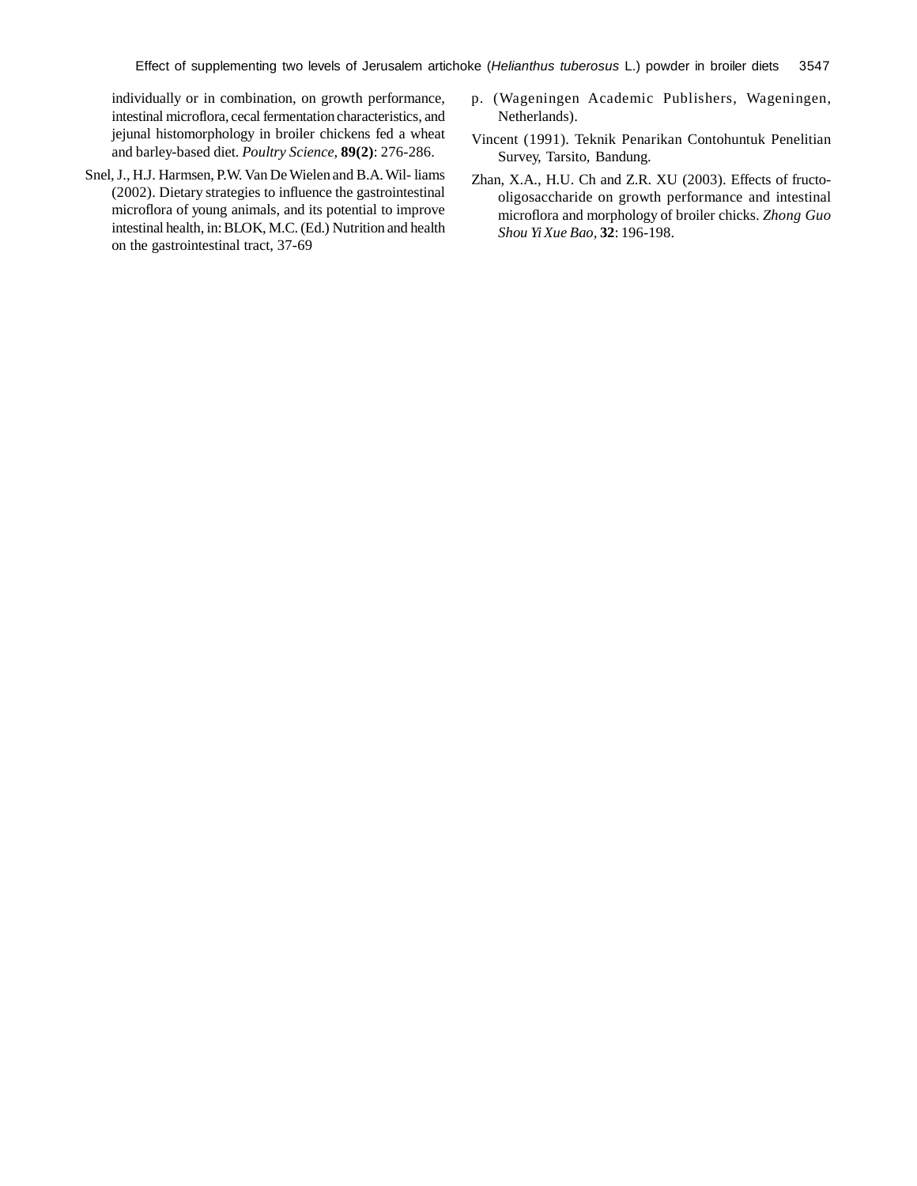individually or in combination, on growth performance, intestinal microflora, cecal fermentation characteristics, and jejunal histomorphology in broiler chickens fed a wheat and barley-based diet. *Poultry Science*, **89(2)**: 276-286.

Snel, J., H.J. Harmsen, P.W. Van De Wielen and B.A. Wil- liams (2002). Dietary strategies to influence the gastrointestinal microflora of young animals, and its potential to improve intestinal health, in: BLOK, M.C. (Ed.) Nutrition and health on the gastrointestinal tract, 37-69 p. (Wageningen Academic Publishers, Wageningen, Netherlands).

Vincent (1991). Teknik Penarikan Contohuntuk Penelitian Survey, Tarsito, Bandung.

Zhan, X.A., H.U. Ch and Z.R. XU (2003). Effects of fructo-oligosaccharide on growth performance and intestinal microflora and morphology of broiler chicks. *Zhong Guo Shou Yi Xue Bao*, **32**: 196-198.